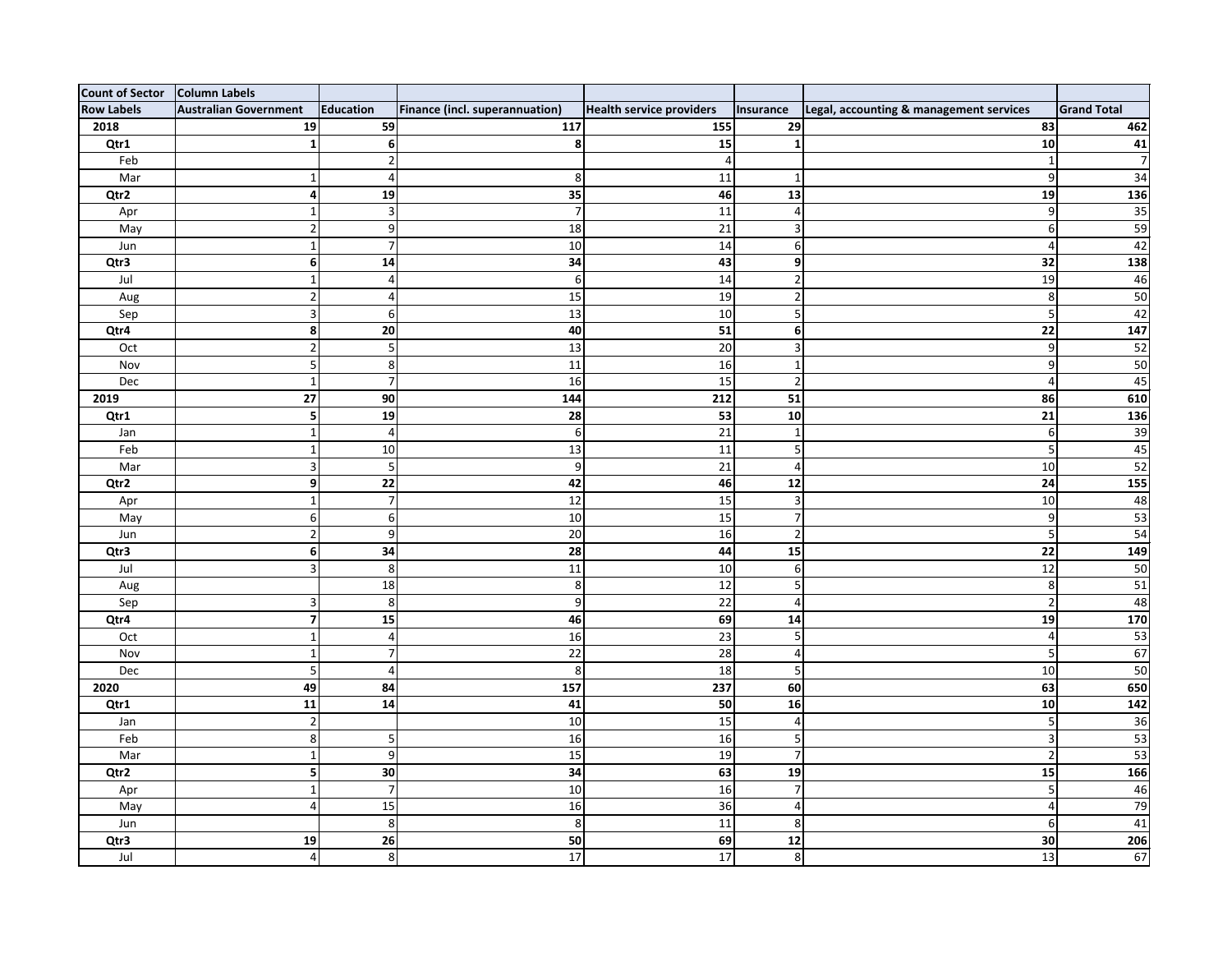| Count of Sector | Column Labels | | | | | | |
|---|---|---|---|---|---|---|---|
| **Row Labels** | **Australian Government** | **Education** | **Finance (incl. superannuation)** | **Health service providers** | **Insurance** | **Legal, accounting & management services** | **Grand Total** |
| **2018** | **19** | **59** | **117** | **155** | **29** | **83** | **462** |
| **Qtr1** | **1** | **6** | **8** | **15** | **1** | **10** | **41** |
| Feb | | 2 | | 4 | | 1 | 7 |
| Mar | 1 | 4 | 8 | 11 | 1 | 9 | 34 |
| **Qtr2** | **4** | **19** | **35** | **46** | **13** | **19** | **136** |
| Apr | 1 | 3 | 7 | 11 | 4 | 9 | 35 |
| May | 2 | 9 | 18 | 21 | 3 | 6 | 59 |
| Jun | 1 | 7 | 10 | 14 | 6 | 4 | 42 |
| **Qtr3** | **6** | **14** | **34** | **43** | **9** | **32** | **138** |
| Jul | 1 | 4 | 6 | 14 | 2 | 19 | 46 |
| Aug | 2 | 4 | 15 | 19 | 2 | 8 | 50 |
| Sep | 3 | 6 | 13 | 10 | 5 | 5 | 42 |
| **Qtr4** | **8** | **20** | **40** | **51** | **6** | **22** | **147** |
| Oct | 2 | 5 | 13 | 20 | 3 | 9 | 52 |
| Nov | 5 | 8 | 11 | 16 | 1 | 9 | 50 |
| Dec | 1 | 7 | 16 | 15 | 2 | 4 | 45 |
| **2019** | **27** | **90** | **144** | **212** | **51** | **86** | **610** |
| **Qtr1** | **5** | **19** | **28** | **53** | **10** | **21** | **136** |
| Jan | 1 | 4 | 6 | 21 | 1 | 6 | 39 |
| Feb | 1 | 10 | 13 | 11 | 5 | 5 | 45 |
| Mar | 3 | 5 | 9 | 21 | 4 | 10 | 52 |
| **Qtr2** | **9** | **22** | **42** | **46** | **12** | **24** | **155** |
| Apr | 1 | 7 | 12 | 15 | 3 | 10 | 48 |
| May | 6 | 6 | 10 | 15 | 7 | 9 | 53 |
| Jun | 2 | 9 | 20 | 16 | 2 | 5 | 54 |
| **Qtr3** | **6** | **34** | **28** | **44** | **15** | **22** | **149** |
| Jul | 3 | 8 | 11 | 10 | 6 | 12 | 50 |
| Aug | | 18 | 8 | 12 | 5 | 8 | 51 |
| Sep | 3 | 8 | 9 | 22 | 4 | 2 | 48 |
| **Qtr4** | **7** | **15** | **46** | **69** | **14** | **19** | **170** |
| Oct | 1 | 4 | 16 | 23 | 5 | 4 | 53 |
| Nov | 1 | 7 | 22 | 28 | 4 | 5 | 67 |
| Dec | 5 | 4 | 8 | 18 | 5 | 10 | 50 |
| **2020** | **49** | **84** | **157** | **237** | **60** | **63** | **650** |
| **Qtr1** | **11** | **14** | **41** | **50** | **16** | **10** | **142** |
| Jan | 2 | | 10 | 15 | 4 | 5 | 36 |
| Feb | 8 | 5 | 16 | 16 | 5 | 3 | 53 |
| Mar | 1 | 9 | 15 | 19 | 7 | 2 | 53 |
| **Qtr2** | **5** | **30** | **34** | **63** | **19** | **15** | **166** |
| Apr | 1 | 7 | 10 | 16 | 7 | 5 | 46 |
| May | 4 | 15 | 16 | 36 | 4 | 4 | 79 |
| Jun | | 8 | 8 | 11 | 8 | 6 | 41 |
| **Qtr3** | **19** | **26** | **50** | **69** | **12** | **30** | **206** |
| Jul | 4 | 8 | 17 | 17 | 8 | 13 | 67 |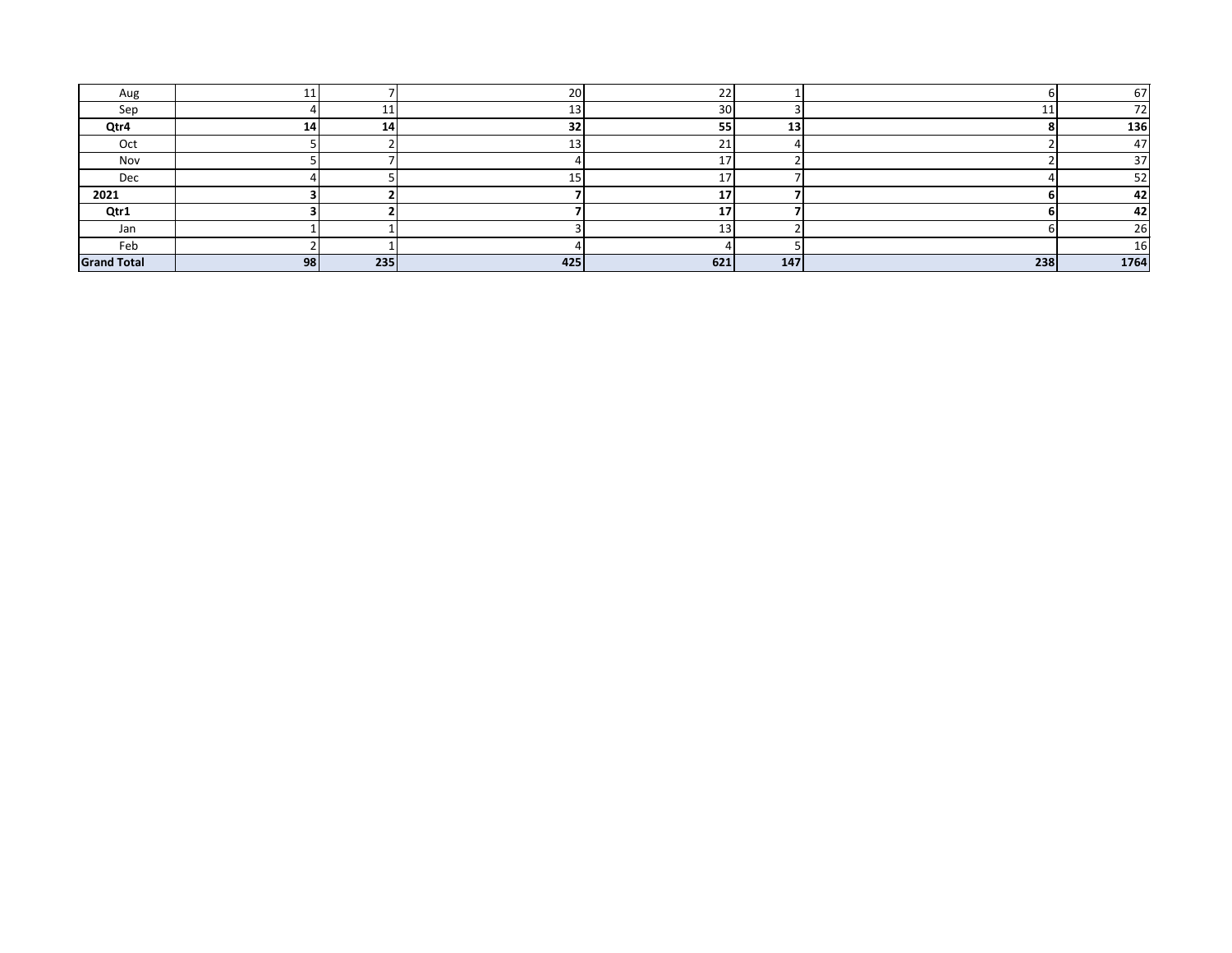| | | | | | | | |
|---|---|---|---|---|---|---|---|
| Aug | 11 | 7 | 20 | 22 | 1 | 6 | 67 |
| Sep | 4 | 11 | 13 | 30 | 3 | 11 | 72 |
| **Qtr4** | **14** | **14** | **32** | **55** | **13** | **8** | **136** |
| Oct | 5 | 2 | 13 | 21 | 4 | 2 | 47 |
| Nov | 5 | 7 | 4 | 17 | 2 | 2 | 37 |
| Dec | 4 | 5 | 15 | 17 | 7 | 4 | 52 |
| **2021** | **3** | **2** | **7** | **17** | **7** | **6** | **42** |
| **Qtr1** | **3** | **2** | **7** | **17** | **7** | **6** | **42** |
| Jan | 1 | 1 | 3 | 13 | 2 | 6 | 26 |
| Feb | 2 | 1 | 4 | 4 | 5 | | 16 |
| **Grand Total** | **98** | **235** | **425** | **621** | **147** | **238** | **1764** |